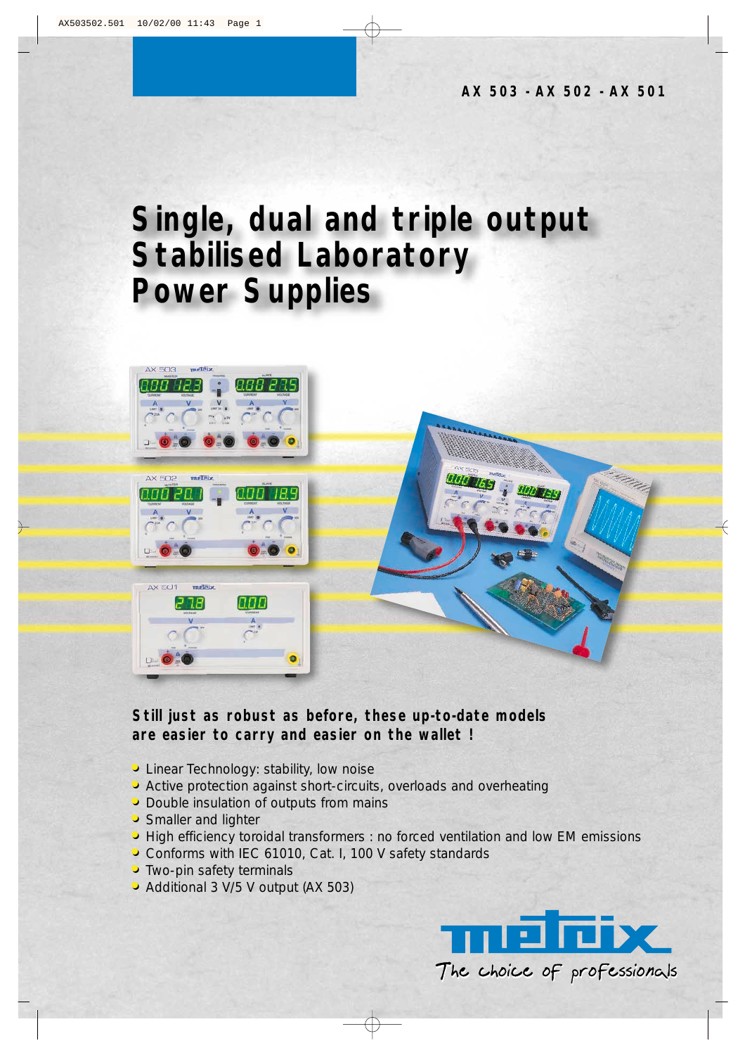AX 503 - AX 502 - AX 501

# Single, dual and triple output Stabilised Laboratory Power Supplies

**Still just as robust as before, these up-to-date models are easier to carry and easier on the wallet !**

- Linear Technology: stability, low noise
- Active protection against short-circuits, overloads and overheating
- Double insulation of outputs from mains
- Smaller and lighter
- High efficiency toroidal transformers : no forced ventilation and low EM emissions
- Conforms with IEC 61010, Cat. I, 100 V safety standards
- Two-pin safety terminals
- Additional 3 V/5 V output (AX 503)

metrix

The choice of professionals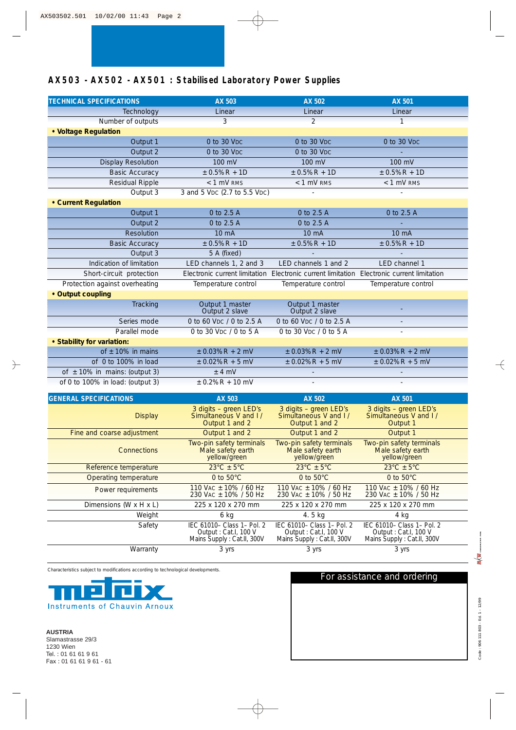# AX503 - AX502 - AX501 : Stabilised Laboratory Power Supplies

| TECHNICAL SPECIFICATIONS | AX 503 | AX 502 | AX 501 |
|---|---|---|---|
| Technology | Linear | Linear | Linear |
| Number of outputs | 3 | 2 | 1 |
| **• Voltage Regulation** | | | |
| Output 1 | 0 to 30 VDC | 0 to 30 VDC | 0 to 30 VDC |
| Output 2 | 0 to 30 VDC | 0 to 30 VDC | - |
| Display Resolution | 100 mV | 100 mV | 100 mV |
| Basic Accuracy | ± 0.5% R + 1D | ± 0.5% R + 1D | ± 0.5% R + 1D |
| Residual Ripple | < 1 mV RMS | < 1 mV RMS | < 1 mV RMS |
| Output 3 | 3 and 5 VDC (2.7 to 5.5 VDC) | - | - |
| **• Current Regulation** | | | |
| Output 1 | 0 to 2.5 A | 0 to 2.5 A | 0 to 2.5 A |
| Output 2 | 0 to 2.5 A | 0 to 2.5 A | - |
| Resolution | 10 mA | 10 mA | 10 mA |
| Basic Accuracy | ± 0.5% R + 1D | ± 0.5% R + 1D | ± 0.5% R + 1D |
| Output 3 | 5 A (fixed) | - | - |
| Indication of limitation | LED channels 1, 2 and 3 | LED channels 1 and 2 | LED channel 1 |
| Short-circuit protection | Electronic current limitation | Electronic current limitation | Electronic current limitation |
| Protection against overheating | Temperature control | Temperature control | Temperature control |
| **• Output coupling** | | | |
| Tracking | Output 1 master<br>Output 2 slave | Output 1 master<br>Output 2 slave | - |
| Series mode | 0 to 60 VDC / 0 to 2.5 A | 0 to 60 VDC / 0 to 2.5 A | - |
| Parallel mode | 0 to 30 VDC / 0 to 5 A | 0 to 30 VDC / 0 to 5 A | - |
| **• Stability for variation:** | | | |
| of ± 10% in mains | ± 0.03% R + 2 mV | ± 0.03% R + 2 mV | ± 0.03% R + 2 mV |
| of 0 to 100% in load | ± 0.02% R + 5 mV | ± 0.02% R + 5 mV | ± 0.02% R + 5 mV |
| of ± 10% in mains: (output 3) | ± 4 mV | - | - |
| of 0 to 100% in load: (output 3) | ± 0.2% R + 10 mV | - | - |

| GENERAL SPECIFICATIONS | AX 503 | AX 502 | AX 501 |
|---|---|---|---|
| Display | 3 digits – green LED's<br>Simultaneous V and I /<br>Output 1 and 2 | 3 digits – green LED's<br>Simultaneous V and I /<br>Output 1 and 2 | 3 digits – green LED's<br>Simultaneous V and I /<br>Output 1 |
| Fine and coarse adjustment | Output 1 and 2 | Output 1 and 2 | Output 1 |
| Connections | Two-pin safety terminals<br>Male safety earth<br>yellow/green | Two-pin safety terminals<br>Male safety earth<br>yellow/green | Two-pin safety terminals<br>Male safety earth<br>yellow/green |
| Reference temperature | 23°C ± 5°C | 23°C ± 5°C | 23°C ± 5°C |
| Operating temperature | 0 to 50°C | 0 to 50°C | 0 to 50°C |
| Power requirements | 110 VAC ± 10% / 60 Hz<br>230 VAC ± 10% / 50 Hz | 110 VAC ± 10% / 60 Hz<br>230 VAC ± 10% / 50 Hz | 110 VAC ± 10% / 60 Hz<br>230 VAC ± 10% / 50 Hz |
| Dimensions (W x H x L) | 225 x 120 x 270 mm | 225 x 120 x 270 mm | 225 x 120 x 270 mm |
| Weight | 6 kg | 4. 5 kg | 4 kg |
| Safety | IEC 61010– Class 1– Pol. 2<br>Output : Cat.I, 100 V<br>Mains Supply : Cat.II, 300V | IEC 61010– Class 1– Pol. 2<br>Output : Cat.I, 100 V<br>Mains Supply : Cat.II, 300V | IEC 61010– Class 1– Pol. 2<br>Output : Cat.I, 100 V<br>Mains Supply : Cat.II, 300V |
| Warranty | 3 yrs | 3 yrs | 3 yrs |

Characteristics subject to modifications according to technological developments.

**metrix**
Instruments of Chauvin Arnoux

**AUSTRIA**
Slamastrasse 29/3
1230 Wien
Tel. : 01 61 61 9 61
Fax : 01 61 61 9 61 - 61

For assistance and ordering

Code : 906 111 803 - Ed. 1 - 12/99